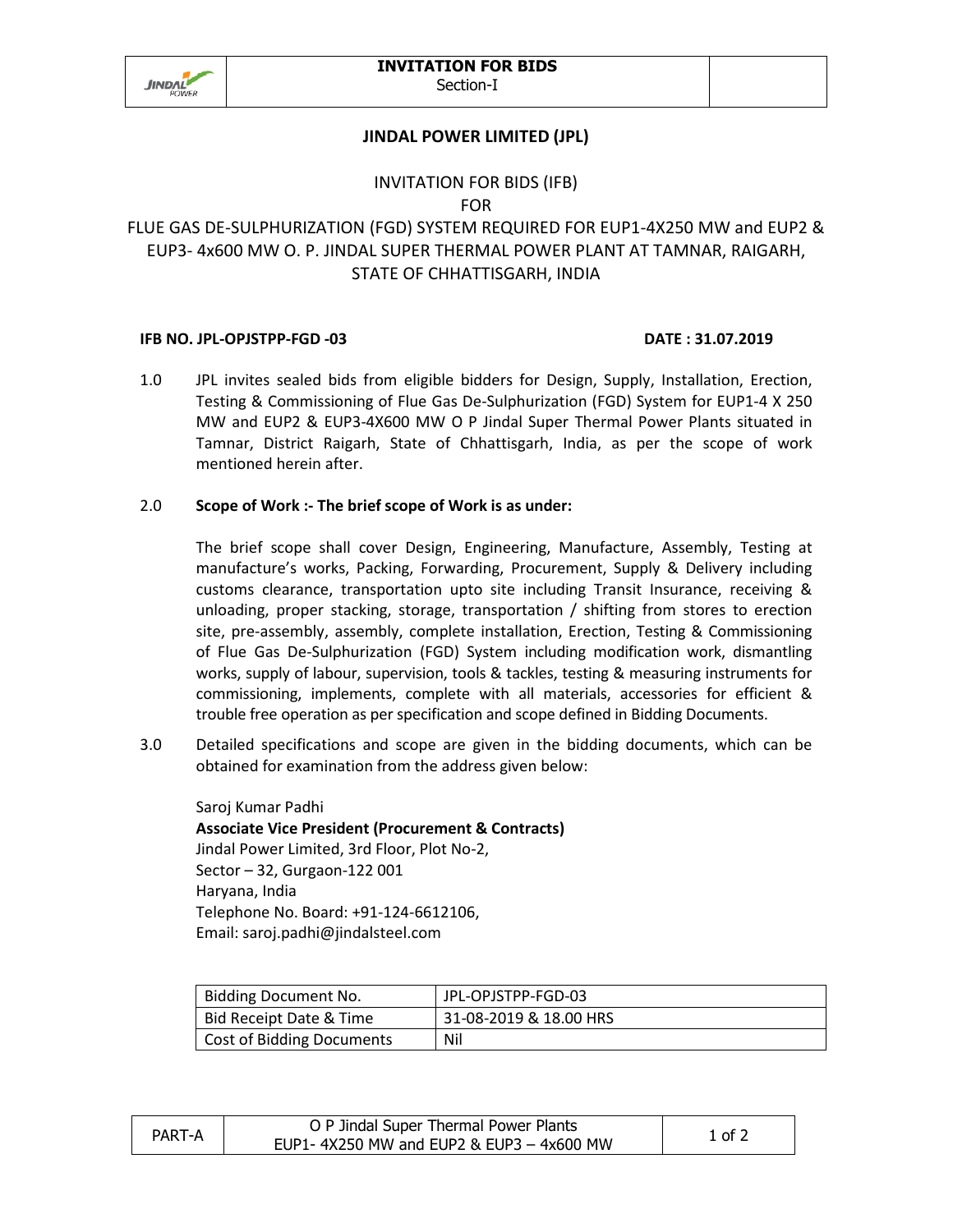# JINDAL POWER LIMITED (JPL)

## INVITATION FOR BIDS (IFB) FOR FLUE GAS DE-SULPHURIZATION (FGD) SYSTEM REQUIRED FOR EUP1-4X250 MW and EUP2 & EUP3- 4x600 MW O. P. JINDAL SUPER THERMAL POWER PLANT AT TAMNAR, RAIGARH, STATE OF CHHATTISGARH, INDIA

**IFB NO. JPL-OPJSTPP-FGD -03** **DATE : 31.07.2019**

1.0 JPL invites sealed bids from eligible bidders for Design, Supply, Installation, Erection, Testing & Commissioning of Flue Gas De-Sulphurization (FGD) System for EUP1-4 X 250 MW and EUP2 & EUP3-4X600 MW O P Jindal Super Thermal Power Plants situated in Tamnar, District Raigarh, State of Chhattisgarh, India, as per the scope of work mentioned herein after.

2.0 **Scope of Work :- The brief scope of Work is as under:**

The brief scope shall cover Design, Engineering, Manufacture, Assembly, Testing at manufacture's works, Packing, Forwarding, Procurement, Supply & Delivery including customs clearance, transportation upto site including Transit Insurance, receiving & unloading, proper stacking, storage, transportation / shifting from stores to erection site, pre-assembly, assembly, complete installation, Erection, Testing & Commissioning of Flue Gas De-Sulphurization (FGD) System including modification work, dismantling works, supply of labour, supervision, tools & tackles, testing & measuring instruments for commissioning, implements, complete with all materials, accessories for efficient & trouble free operation as per specification and scope defined in Bidding Documents.

3.0 Detailed specifications and scope are given in the bidding documents, which can be obtained for examination from the address given below:

Saroj Kumar Padhi
**Associate Vice President (Procurement & Contracts)**
Jindal Power Limited, 3rd Floor, Plot No-2,
Sector – 32, Gurgaon-122 001
Haryana, India
Telephone No. Board: +91-124-6612106,
Email: saroj.padhi@jindalsteel.com

| Bidding Document No. | JPL-OPJSTPP-FGD-03 |
|---|---|
| Bid Receipt Date & Time | 31-08-2019 & 18.00 HRS |
| Cost of Bidding Documents | Nil |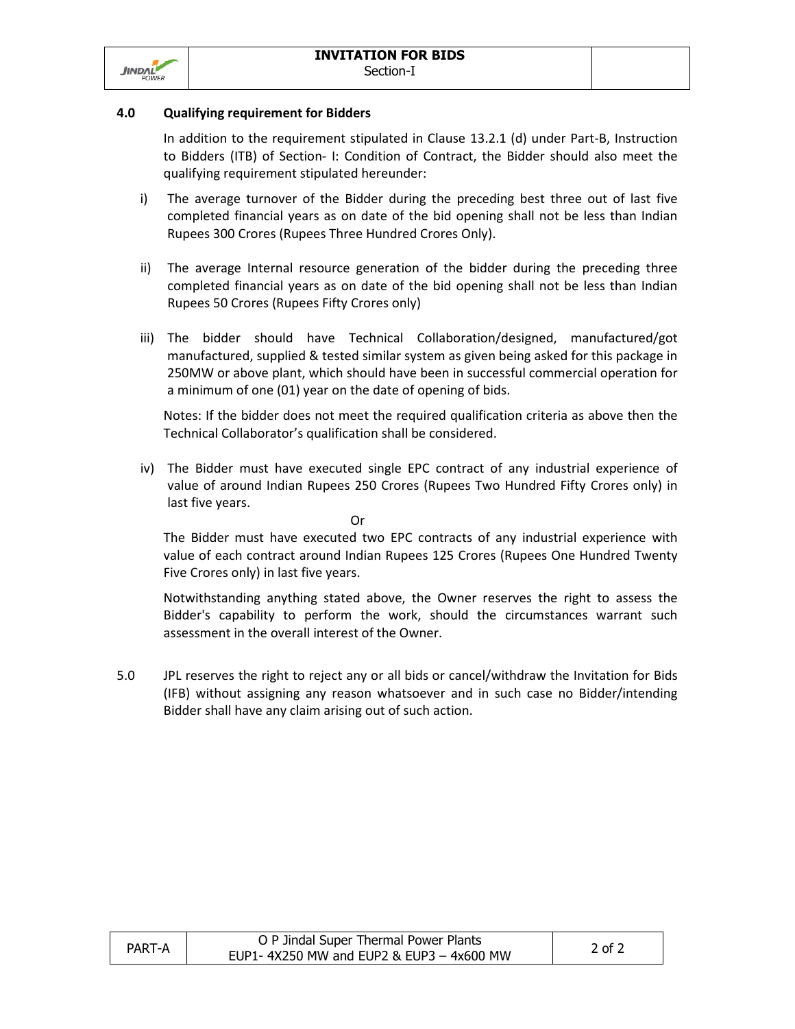**4.0 Qualifying requirement for Bidders**

In addition to the requirement stipulated in Clause 13.2.1 (d) under Part-B, Instruction to Bidders (ITB) of Section- I: Condition of Contract, the Bidder should also meet the qualifying requirement stipulated hereunder:

i) The average turnover of the Bidder during the preceding best three out of last five completed financial years as on date of the bid opening shall not be less than Indian Rupees 300 Crores (Rupees Three Hundred Crores Only).

ii) The average Internal resource generation of the bidder during the preceding three completed financial years as on date of the bid opening shall not be less than Indian Rupees 50 Crores (Rupees Fifty Crores only)

iii) The bidder should have Technical Collaboration/designed, manufactured/got manufactured, supplied & tested similar system as given being asked for this package in 250MW or above plant, which should have been in successful commercial operation for a minimum of one (01) year on the date of opening of bids.

Notes: If the bidder does not meet the required qualification criteria as above then the Technical Collaborator's qualification shall be considered.

iv) The Bidder must have executed single EPC contract of any industrial experience of value of around Indian Rupees 250 Crores (Rupees Two Hundred Fifty Crores only) in last five years.

Or

The Bidder must have executed two EPC contracts of any industrial experience with value of each contract around Indian Rupees 125 Crores (Rupees One Hundred Twenty Five Crores only) in last five years.

Notwithstanding anything stated above, the Owner reserves the right to assess the Bidder's capability to perform the work, should the circumstances warrant such assessment in the overall interest of the Owner.

5.0 JPL reserves the right to reject any or all bids or cancel/withdraw the Invitation for Bids (IFB) without assigning any reason whatsoever and in such case no Bidder/intending Bidder shall have any claim arising out of such action.